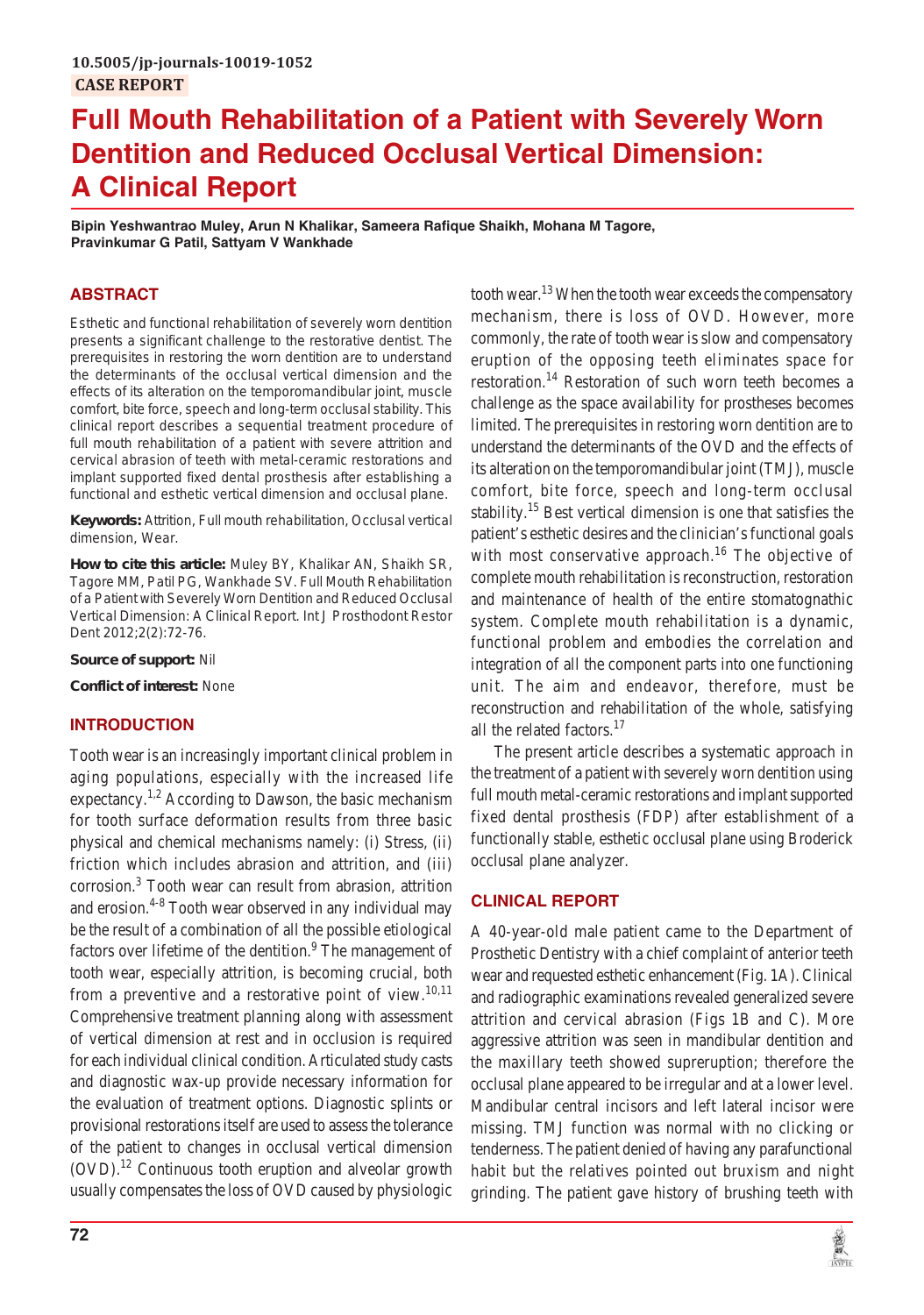10.5005/jp-journals-10019-1052

CASE REPORT

# Full Mouth Rehabilitation of a Patient with Severely Worn Dentition and Reduced Occlusal Vertical Dimension: A Clinical Report

**Bipin Yeshwantrao Muley, Arun N Khalikar, Sameera Rafique Shaikh, Mohana M Tagore, Pravinkumar G Patil, Sattyam V Wankhade**

## ABSTRACT

Esthetic and functional rehabilitation of severely worn dentition presents a significant challenge to the restorative dentist. The prerequisites in restoring the worn dentition are to understand the determinants of the occlusal vertical dimension and the effects of its alteration on the temporomandibular joint, muscle comfort, bite force, speech and long-term occlusal stability. This clinical report describes a sequential treatment procedure of full mouth rehabilitation of a patient with severe attrition and cervical abrasion of teeth with metal-ceramic restorations and implant supported fixed dental prosthesis after establishing a functional and esthetic vertical dimension and occlusal plane.

**Keywords:** Attrition, Full mouth rehabilitation, Occlusal vertical dimension, Wear.

**How to cite this article:** Muley BY, Khalikar AN, Shaikh SR, Tagore MM, Patil PG, Wankhade SV. Full Mouth Rehabilitation of a Patient with Severely Worn Dentition and Reduced Occlusal Vertical Dimension: A Clinical Report. Int J Prosthodont Restor Dent 2012;2(2):72-76.

**Source of support:** Nil

**Conflict of interest:** None

## INTRODUCTION

Tooth wear is an increasingly important clinical problem in aging populations, especially with the increased life expectancy.[1,2] According to Dawson, the basic mechanism for tooth surface deformation results from three basic physical and chemical mechanisms namely: (i) Stress, (ii) friction which includes abrasion and attrition, and (iii) corrosion.[3] Tooth wear can result from abrasion, attrition and erosion.[4-8] Tooth wear observed in any individual may be the result of a combination of all the possible etiological factors over lifetime of the dentition.[9] The management of tooth wear, especially attrition, is becoming crucial, both from a preventive and a restorative point of view.[10,11] Comprehensive treatment planning along with assessment of vertical dimension at rest and in occlusion is required for each individual clinical condition. Articulated study casts and diagnostic wax-up provide necessary information for the evaluation of treatment options. Diagnostic splints or provisional restorations itself are used to assess the tolerance of the patient to changes in occlusal vertical dimension (OVD).[12] Continuous tooth eruption and alveolar growth usually compensates the loss of OVD caused by physiologic tooth wear.[13] When the tooth wear exceeds the compensatory mechanism, there is loss of OVD. However, more commonly, the rate of tooth wear is slow and compensatory eruption of the opposing teeth eliminates space for restoration.[14] Restoration of such worn teeth becomes a challenge as the space availability for prostheses becomes limited. The prerequisites in restoring worn dentition are to understand the determinants of the OVD and the effects of its alteration on the temporomandibular joint (TMJ), muscle comfort, bite force, speech and long-term occlusal stability.[15] Best vertical dimension is one that satisfies the patient's esthetic desires and the clinician's functional goals with most conservative approach.[16] The objective of complete mouth rehabilitation is reconstruction, restoration and maintenance of health of the entire stomatognathic system. Complete mouth rehabilitation is a dynamic, functional problem and embodies the correlation and integration of all the component parts into one functioning unit. The aim and endeavor, therefore, must be reconstruction and rehabilitation of the whole, satisfying all the related factors.[17]

The present article describes a systematic approach in the treatment of a patient with severely worn dentition using full mouth metal-ceramic restorations and implant supported fixed dental prosthesis (FDP) after establishment of a functionally stable, esthetic occlusal plane using Broderick occlusal plane analyzer.

## CLINICAL REPORT

A 40-year-old male patient came to the Department of Prosthetic Dentistry with a chief complaint of anterior teeth wear and requested esthetic enhancement (Fig. 1A). Clinical and radiographic examinations revealed generalized severe attrition and cervical abrasion (Figs 1B and C). More aggressive attrition was seen in mandibular dentition and the maxillary teeth showed supereruption; therefore the occlusal plane appeared to be irregular and at a lower level. Mandibular central incisors and left lateral incisor were missing. TMJ function was normal with no clicking or tenderness. The patient denied of having any parafunctional habit but the relatives pointed out bruxism and night grinding. The patient gave history of brushing teeth with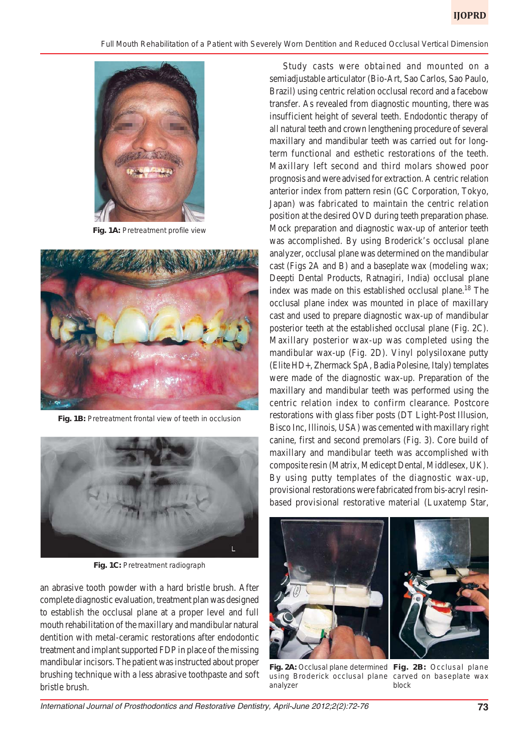Fig. 1A: Pretreatment profile view

Fig. 1B: Pretreatment frontal view of teeth in occlusion

Fig. 1C: Pretreatment radiograph

an abrasive tooth powder with a hard bristle brush. After complete diagnostic evaluation, treatment plan was designed to establish the occlusal plane at a proper level and full mouth rehabilitation of the maxillary and mandibular natural dentition with metal-ceramic restorations after endodontic treatment and implant supported FDP in place of the missing mandibular incisors. The patient was instructed about proper brushing technique with a less abrasive toothpaste and soft bristle brush.

Study casts were obtained and mounted on a semiadjustable articulator (Bio-Art, Sao Carlos, Sao Paulo, Brazil) using centric relation occlusal record and a facebow transfer. As revealed from diagnostic mounting, there was insufficient height of several teeth. Endodontic therapy of all natural teeth and crown lengthening procedure of several maxillary and mandibular teeth was carried out for long-term functional and esthetic restorations of the teeth. Maxillary left second and third molars showed poor prognosis and were advised for extraction. A centric relation anterior index from pattern resin (GC Corporation, Tokyo, Japan) was fabricated to maintain the centric relation position at the desired OVD during teeth preparation phase. Mock preparation and diagnostic wax-up of anterior teeth was accomplished. By using Broderick's occlusal plane analyzer, occlusal plane was determined on the mandibular cast (Figs 2A and B) and a baseplate wax (modeling wax; Deepti Dental Products, Ratnagiri, India) occlusal plane index was made on this established occlusal plane.[18] The occlusal plane index was mounted in place of maxillary cast and used to prepare diagnostic wax-up of mandibular posterior teeth at the established occlusal plane (Fig. 2C). Maxillary posterior wax-up was completed using the mandibular wax-up (Fig. 2D). Vinyl polysiloxane putty (Elite HD+, Zhermack SpA, Badia Polesine, Italy) templates were made of the diagnostic wax-up. Preparation of the maxillary and mandibular teeth was performed using the centric relation index to confirm clearance. Postcore restorations with glass fiber posts (DT Light-Post Illusion, Bisco Inc, Illinois, USA) was cemented with maxillary right canine, first and second premolars (Fig. 3). Core build of maxillary and mandibular teeth was accomplished with composite resin (Matrix, Medicept Dental, Middlesex, UK). By using putty templates of the diagnostic wax-up, provisional restorations were fabricated from bis-acryl resin-based provisional restorative material (Luxatemp Star,

Fig. 2A: Occlusal plane determined using Broderick occlusal plane analyzer

Fig. 2B: Occlusal plane carved on baseplate wax block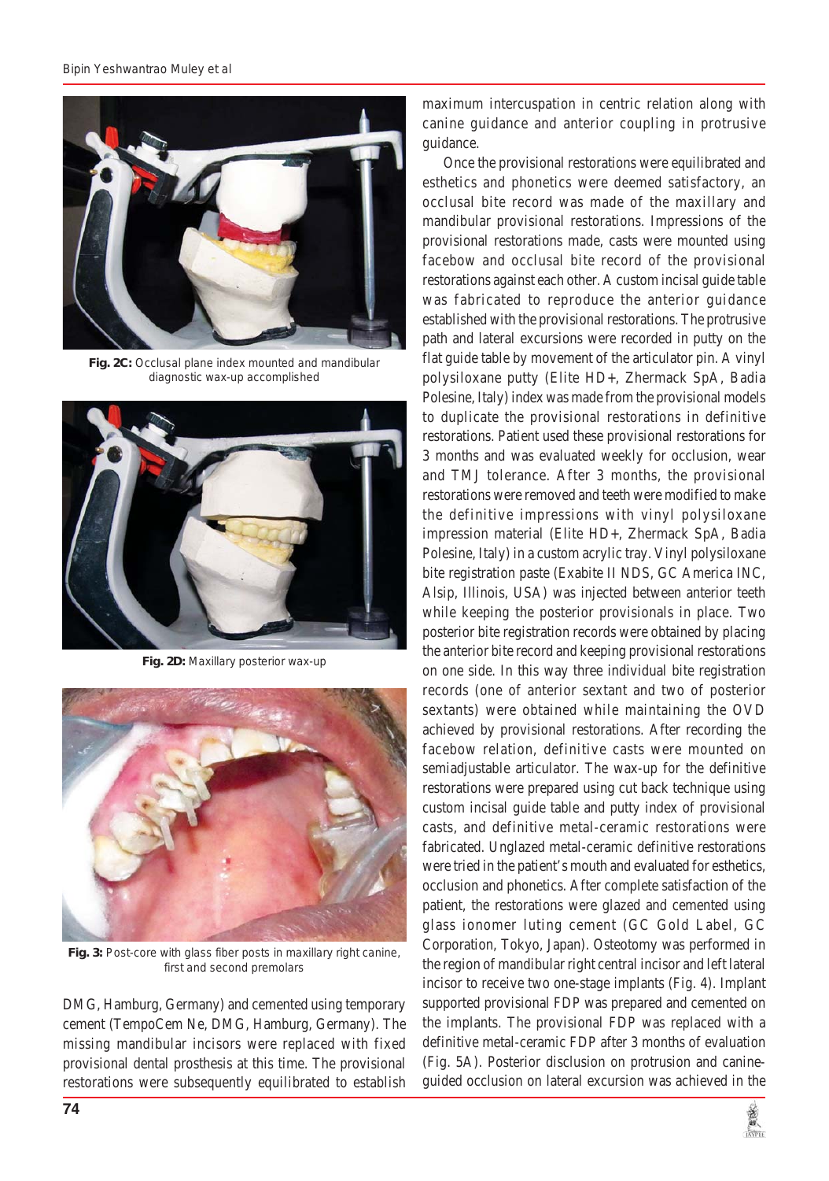Fig. 2C: Occlusal plane index mounted and mandibular diagnostic wax-up accomplished

Fig. 2D: Maxillary posterior wax-up

Fig. 3: Post-core with glass fiber posts in maxillary right canine, first and second premolars

DMG, Hamburg, Germany) and cemented using temporary cement (TempoCem Ne, DMG, Hamburg, Germany). The missing mandibular incisors were replaced with fixed provisional dental prosthesis at this time. The provisional restorations were subsequently equilibrated to establish maximum intercuspation in centric relation along with canine guidance and anterior coupling in protrusive guidance.

Once the provisional restorations were equilibrated and esthetics and phonetics were deemed satisfactory, an occlusal bite record was made of the maxillary and mandibular provisional restorations. Impressions of the provisional restorations made, casts were mounted using facebow and occlusal bite record of the provisional restorations against each other. A custom incisal guide table was fabricated to reproduce the anterior guidance established with the provisional restorations. The protrusive path and lateral excursions were recorded in putty on the flat guide table by movement of the articulator pin. A vinyl polysiloxane putty (Elite HD+, Zhermack SpA, Badia Polesine, Italy) index was made from the provisional models to duplicate the provisional restorations in definitive restorations. Patient used these provisional restorations for 3 months and was evaluated weekly for occlusion, wear and TMJ tolerance. After 3 months, the provisional restorations were removed and teeth were modified to make the definitive impressions with vinyl polysiloxane impression material (Elite HD+, Zhermack SpA, Badia Polesine, Italy) in a custom acrylic tray. Vinyl polysiloxane bite registration paste (Exabite II NDS, GC America INC, Alsip, Illinois, USA) was injected between anterior teeth while keeping the posterior provisionals in place. Two posterior bite registration records were obtained by placing the anterior bite record and keeping provisional restorations on one side. In this way three individual bite registration records (one of anterior sextant and two of posterior sextants) were obtained while maintaining the OVD achieved by provisional restorations. After recording the facebow relation, definitive casts were mounted on semiadjustable articulator. The wax-up for the definitive restorations were prepared using cut back technique using custom incisal guide table and putty index of provisional casts, and definitive metal-ceramic restorations were fabricated. Unglazed metal-ceramic definitive restorations were tried in the patient's mouth and evaluated for esthetics, occlusion and phonetics. After complete satisfaction of the patient, the restorations were glazed and cemented using glass ionomer luting cement (GC Gold Label, GC Corporation, Tokyo, Japan). Osteotomy was performed in the region of mandibular right central incisor and left lateral incisor to receive two one-stage implants (Fig. 4). Implant supported provisional FDP was prepared and cemented on the implants. The provisional FDP was replaced with a definitive metal-ceramic FDP after 3 months of evaluation (Fig. 5A). Posterior disclusion on protrusion and canine-guided occlusion on lateral excursion was achieved in the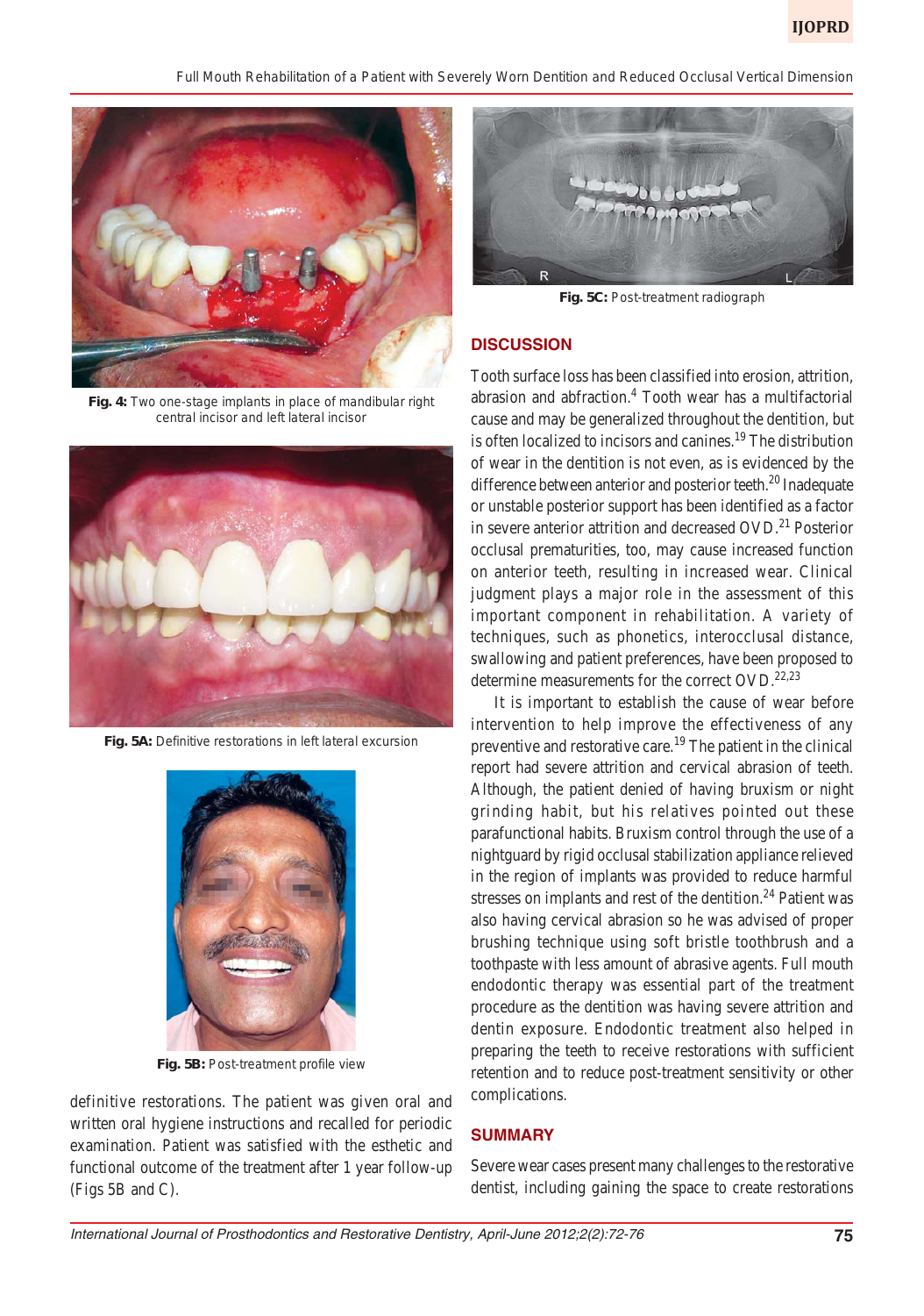Fig. 4: Two one-stage implants in place of mandibular right central incisor and left lateral incisor

Fig. 5A: Definitive restorations in left lateral excursion

Fig. 5B: Post-treatment profile view

definitive restorations. The patient was given oral and written oral hygiene instructions and recalled for periodic examination. Patient was satisfied with the esthetic and functional outcome of the treatment after 1 year follow-up (Figs 5B and C).

Fig. 5C: Post-treatment radiograph

## DISCUSSION

Tooth surface loss has been classified into erosion, attrition, abrasion and abfraction.[4] Tooth wear has a multifactorial cause and may be generalized throughout the dentition, but is often localized to incisors and canines.[19] The distribution of wear in the dentition is not even, as is evidenced by the difference between anterior and posterior teeth.[20] Inadequate or unstable posterior support has been identified as a factor in severe anterior attrition and decreased OVD.[21] Posterior occlusal prematurities, too, may cause increased function on anterior teeth, resulting in increased wear. Clinical judgment plays a major role in the assessment of this important component in rehabilitation. A variety of techniques, such as phonetics, interocclusal distance, swallowing and patient preferences, have been proposed to determine measurements for the correct OVD.[22,23]

It is important to establish the cause of wear before intervention to help improve the effectiveness of any preventive and restorative care.[19] The patient in the clinical report had severe attrition and cervical abrasion of teeth. Although, the patient denied of having bruxism or night grinding habit, but his relatives pointed out these parafunctional habits. Bruxism control through the use of a nightguard by rigid occlusal stabilization appliance relieved in the region of implants was provided to reduce harmful stresses on implants and rest of the dentition.[24] Patient was also having cervical abrasion so he was advised of proper brushing technique using soft bristle toothbrush and a toothpaste with less amount of abrasive agents. Full mouth endodontic therapy was essential part of the treatment procedure as the dentition was having severe attrition and dentin exposure. Endodontic treatment also helped in preparing the teeth to receive restorations with sufficient retention and to reduce post-treatment sensitivity or other complications.

## SUMMARY

Severe wear cases present many challenges to the restorative dentist, including gaining the space to create restorations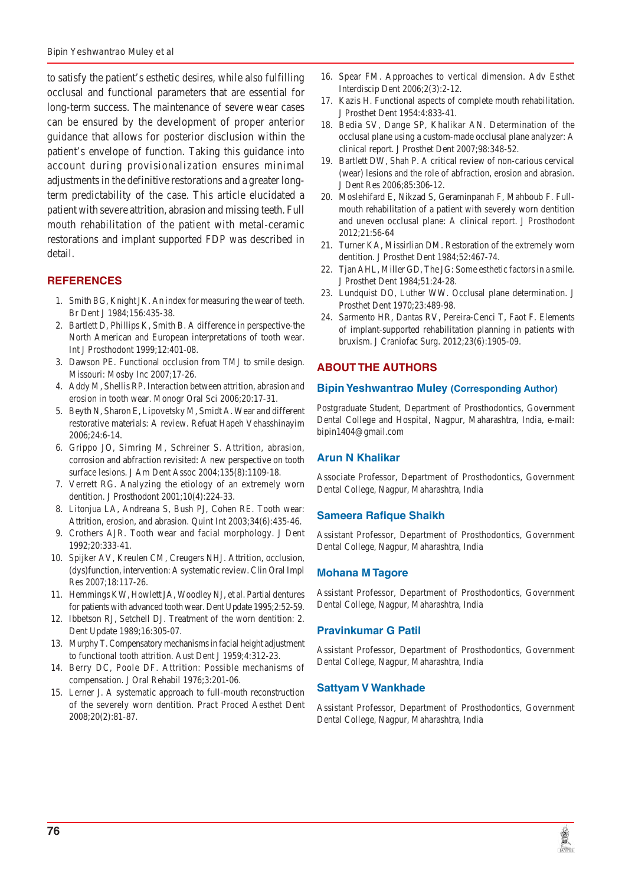to satisfy the patient's esthetic desires, while also fulfilling occlusal and functional parameters that are essential for long-term success. The maintenance of severe wear cases can be ensured by the development of proper anterior guidance that allows for posterior disclusion within the patient's envelope of function. Taking this guidance into account during provisionalization ensures minimal adjustments in the definitive restorations and a greater long-term predictability of the case. This article elucidated a patient with severe attrition, abrasion and missing teeth. Full mouth rehabilitation of the patient with metal-ceramic restorations and implant supported FDP was described in detail.

## REFERENCES

1. Smith BG, Knight JK. An index for measuring the wear of teeth. Br Dent J 1984;156:435-38.
2. Bartlett D, Phillips K, Smith B. A difference in perspective-the North American and European interpretations of tooth wear. Int J Prosthodont 1999;12:401-08.
3. Dawson PE. Functional occlusion from TMJ to smile design. Missouri: Mosby Inc 2007;17-26.
4. Addy M, Shellis RP. Interaction between attrition, abrasion and erosion in tooth wear. Monogr Oral Sci 2006;20:17-31.
5. Beyth N, Sharon E, Lipovetsky M, Smidt A. Wear and different restorative materials: A review. Refuat Hapeh Vehasshinayim 2006;24:6-14.
6. Grippo JO, Simring M, Schreiner S. Attrition, abrasion, corrosion and abfraction revisited: A new perspective on tooth surface lesions. J Am Dent Assoc 2004;135(8):1109-18.
7. Verrett RG. Analyzing the etiology of an extremely worn dentition. J Prosthodont 2001;10(4):224-33.
8. Litonjua LA, Andreana S, Bush PJ, Cohen RE. Tooth wear: Attrition, erosion, and abrasion. Quint Int 2003;34(6):435-46.
9. Crothers AJR. Tooth wear and facial morphology. J Dent 1992;20:333-41.
10. Spijker AV, Kreulen CM, Creugers NHJ. Attrition, occlusion, (dys)function, intervention: A systematic review. Clin Oral Impl Res 2007;18:117-26.
11. Hemmings KW, Howlett JA, Woodley NJ, et al. Partial dentures for patients with advanced tooth wear. Dent Update 1995;2:52-59.
12. Ibbetson RJ, Setchell DJ. Treatment of the worn dentition: 2. Dent Update 1989;16:305-07.
13. Murphy T. Compensatory mechanisms in facial height adjustment to functional tooth attrition. Aust Dent J 1959;4:312-23.
14. Berry DC, Poole DF. Attrition: Possible mechanisms of compensation. J Oral Rehabil 1976;3:201-06.
15. Lerner J. A systematic approach to full-mouth reconstruction of the severely worn dentition. Pract Proced Aesthet Dent 2008;20(2):81-87.
16. Spear FM. Approaches to vertical dimension. Adv Esthet Interdiscip Dent 2006;2(3):2-12.
17. Kazis H. Functional aspects of complete mouth rehabilitation. J Prosthet Dent 1954:4:833-41.
18. Bedia SV, Dange SP, Khalikar AN. Determination of the occlusal plane using a custom-made occlusal plane analyzer: A clinical report. J Prosthet Dent 2007;98:348-52.
19. Bartlett DW, Shah P. A critical review of non-carious cervical (wear) lesions and the role of abfraction, erosion and abrasion. J Dent Res 2006;85:306-12.
20. Moslehifard E, Nikzad S, Geraminpanah F, Mahboub F. Full-mouth rehabilitation of a patient with severely worn dentition and uneven occlusal plane: A clinical report. J Prosthodont 2012;21:56-64
21. Turner KA, Missirlian DM. Restoration of the extremely worn dentition. J Prosthet Dent 1984;52:467-74.
22. Tjan AHL, Miller GD, The JG: Some esthetic factors in a smile. J Prosthet Dent 1984;51:24-28.
23. Lundquist DO, Luther WW. Occlusal plane determination. J Prosthet Dent 1970;23:489-98.
24. Sarmento HR, Dantas RV, Pereira-Cenci T, Faot F. Elements of implant-supported rehabilitation planning in patients with bruxism. J Craniofac Surg. 2012;23(6):1905-09.

## ABOUT THE AUTHORS

### Bipin Yeshwantrao Muley (Corresponding Author)

Postgraduate Student, Department of Prosthodontics, Government Dental College and Hospital, Nagpur, Maharashtra, India, e-mail: bipin1404@gmail.com

### Arun N Khalikar

Associate Professor, Department of Prosthodontics, Government Dental College, Nagpur, Maharashtra, India

### Sameera Rafique Shaikh

Assistant Professor, Department of Prosthodontics, Government Dental College, Nagpur, Maharashtra, India

### Mohana M Tagore

Assistant Professor, Department of Prosthodontics, Government Dental College, Nagpur, Maharashtra, India

### Pravinkumar G Patil

Assistant Professor, Department of Prosthodontics, Government Dental College, Nagpur, Maharashtra, India

### Sattyam V Wankhade

Assistant Professor, Department of Prosthodontics, Government Dental College, Nagpur, Maharashtra, India